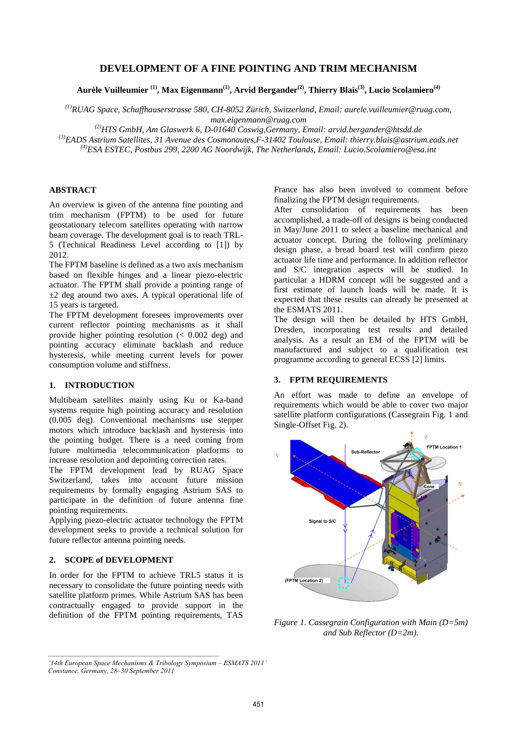# DEVELOPMENT OF A FINE POINTING AND TRIM MECHANISM

**Aurèle Vuilleumier [(1)], Max Eigenmann[(1)], Arvid Bergander[(2)], Thierry Blais[(3)], Lucio Scolamiero[(4)]**

*[(1)]RUAG Space, Schaffhauserstrasse 580, CH-8052 Zürich, Switzerland, Email: aurele.vuilleumier@ruag.com, max.eigenmann@ruag.com*
*[(2)]HTS GmbH, Am Glaswerk 6, D-01640 Coswig,Germany, Email: arvid.bergander@htsdd.de*
*[(3)]EADS Astrium Satellites, 31 Avenue des Cosmonautes,F-31402 Toulouse, Email: thierry.blais@astrium.eads.net*
*[(4)]ESA ESTEC, Postbus 299, 2200 AG Noordwijk, The Netherlands, Email: Lucio.Scolamiero@esa.int*

## ABSTRACT

An overview is given of the antenna fine pointing and trim mechanism (FPTM) to be used for future geostationary telecom satellites operating with narrow beam coverage. The development goal is to reach TRL-5 (Technical Readiness Level according to [1]) by 2012.

The FPTM baseline is defined as a two axis mechanism based on flexible hinges and a linear piezo-electric actuator. The FPTM shall provide a pointing range of ±2 deg around two axes. A typical operational life of 15 years is targeted.

The FPTM development foresees improvements over current reflector pointing mechanisms as it shall provide higher pointing resolution (< 0.002 deg) and pointing accuracy eliminate backlash and reduce hysteresis, while meeting current levels for power consumption volume and stiffness.

## 1. INTRODUCTION

Multibeam satellites mainly using Ku or Ka-band systems require high pointing accuracy and resolution (0.005 deg). Conventional mechanisms use stepper motors which introduce backlash and hysteresis into the pointing budget. There is a need coming from future multimedia telecommunication platforms to increase resolution and depointing correction rates.

The FPTM development lead by RUAG Space Switzerland, takes into account future mission requirements by formally engaging Astrium SAS to participate in the definition of future antenna fine pointing requirements.

Applying piezo-electric actuator technology the FPTM development seeks to provide a technical solution for future reflector antenna pointing needs.

## 2. SCOPE of DEVELOPMENT

In order for the FPTM to achieve TRL5 status it is necessary to consolidate the future pointing needs with satellite platform primes. While Astrium SAS has been contractually engaged to provide support in the definition of the FPTM pointing requirements, TAS France has also been involved to comment before finalizing the FPTM design requirements.

After consolidation of requirements has been accomplished, a trade-off of designs is being conducted in May/June 2011 to select a baseline mechanical and actuator concept. During the following preliminary design phase, a bread board test will confirm piezo actuator life time and performance. In addition reflector and S/C integration aspects will be studied. In particular a HDRM concept will be suggested and a first estimate of launch loads will be made. It is expected that these results can already be presented at the ESMATS 2011.

The design will then be detailed by HTS GmbH, Dresden, incorporating test results and detailed analysis. As a result an EM of the FPTM will be manufactured and subject to a qualification test programme according to general ECSS [2] limits.

## 3. FPTM REQUIREMENTS

An effort was made to define an envelope of requirements which would be able to cover two major satellite platform configurations (Cassegrain Fig. 1 and Single-Offset Fig. 2).

*Figure 1. Cassegrain Configuration with Main (D=5m) and Sub Reflector (D=2m).*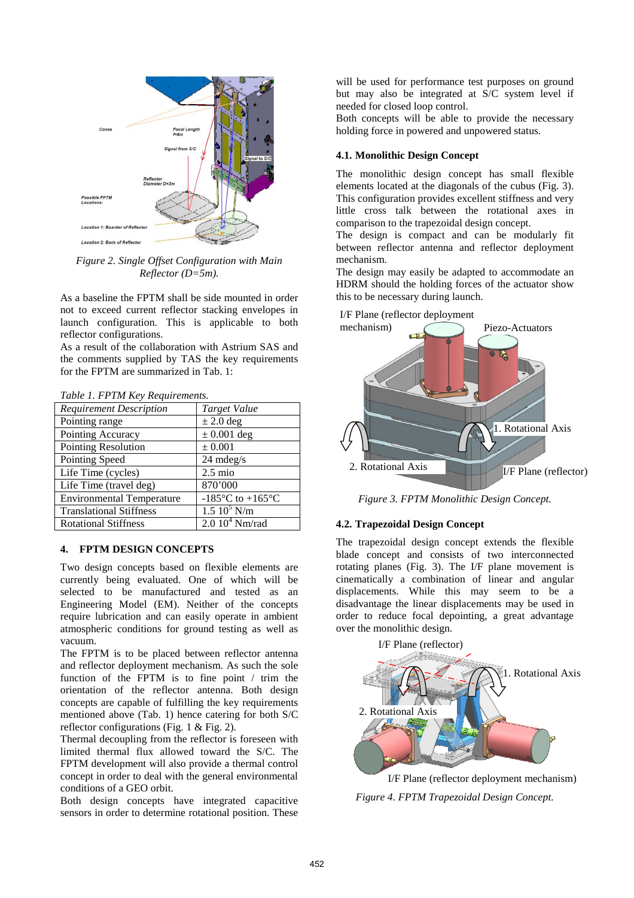*Figure 2. Single Offset Configuration with Main Reflector (D=5m).*

As a baseline the FPTM shall be side mounted in order not to exceed current reflector stacking envelopes in launch configuration. This is applicable to both reflector configurations.

As a result of the collaboration with Astrium SAS and the comments supplied by TAS the key requirements for the FPTM are summarized in Tab. 1:

*Table 1. FPTM Key Requirements.*

| *Requirement Description* | *Target Value* |
|---|---|
| Pointing range | ± 2.0 deg |
| Pointing Accuracy | ± 0.001 deg |
| Pointing Resolution | ± 0.001 |
| Pointing Speed | 24 mdeg/s |
| Life Time (cycles) | 2.5 mio |
| Life Time (travel deg) | 870'000 |
| Environmental Temperature | -185°C to +165°C |
| Translational Stiffness | $1.5\ 10^5$ N/m |
| Rotational Stiffness | $2.0\ 10^4$ Nm/rad |

## 4. FPTM DESIGN CONCEPTS

Two design concepts based on flexible elements are currently being evaluated. One of which will be selected to be manufactured and tested as an Engineering Model (EM). Neither of the concepts require lubrication and can easily operate in ambient atmospheric conditions for ground testing as well as vacuum.

The FPTM is to be placed between reflector antenna and reflector deployment mechanism. As such the sole function of the FPTM is to fine point / trim the orientation of the reflector antenna. Both design concepts are capable of fulfilling the key requirements mentioned above (Tab. 1) hence catering for both S/C reflector configurations (Fig. 1 & Fig. 2).

Thermal decoupling from the reflector is foreseen with limited thermal flux allowed toward the S/C. The FPTM development will also provide a thermal control concept in order to deal with the general environmental conditions of a GEO orbit.

Both design concepts have integrated capacitive sensors in order to determine rotational position. These will be used for performance test purposes on ground but may also be integrated at S/C system level if needed for closed loop control.

Both concepts will be able to provide the necessary holding force in powered and unpowered status.

### 4.1. Monolithic Design Concept

The monolithic design concept has small flexible elements located at the diagonals of the cubus (Fig. 3). This configuration provides excellent stiffness and very little cross talk between the rotational axes in comparison to the trapezoidal design concept.

The design is compact and can be modularly fit between reflector antenna and reflector deployment mechanism.

The design may easily be adapted to accommodate an HDRM should the holding forces of the actuator show this to be necessary during launch.

*Figure 3. FPTM Monolithic Design Concept.*

### 4.2. Trapezoidal Design Concept

The trapezoidal design concept extends the flexible blade concept and consists of two interconnected rotating planes (Fig. 3). The I/F plane movement is cinematically a combination of linear and angular displacements. While this may seem to be a disadvantage the linear displacements may be used in order to reduce focal depointing, a great advantage over the monolithic design.

*Figure 4. FPTM Trapezoidal Design Concept.*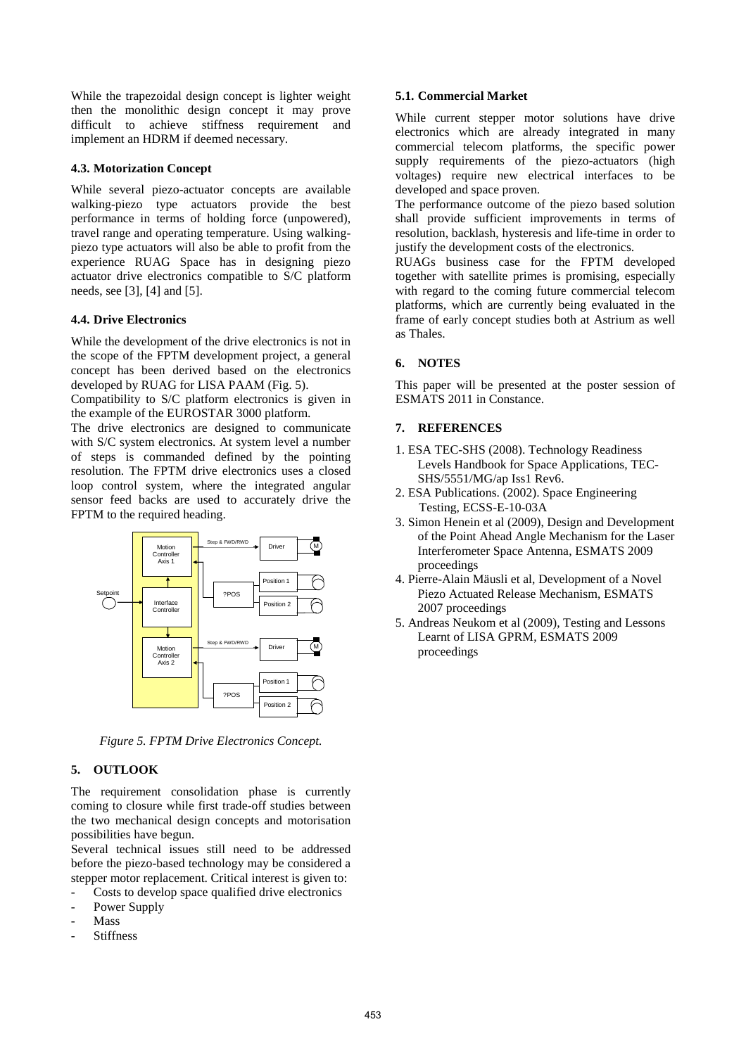While the trapezoidal design concept is lighter weight then the monolithic design concept it may prove difficult to achieve stiffness requirement and implement an HDRM if deemed necessary.

### 4.3. Motorization Concept

While several piezo-actuator concepts are available walking-piezo type actuators provide the best performance in terms of holding force (unpowered), travel range and operating temperature. Using walking-piezo type actuators will also be able to profit from the experience RUAG Space has in designing piezo actuator drive electronics compatible to S/C platform needs, see [3], [4] and [5].

### 4.4. Drive Electronics

While the development of the drive electronics is not in the scope of the FPTM development project, a general concept has been derived based on the electronics developed by RUAG for LISA PAAM (Fig. 5).

Compatibility to S/C platform electronics is given in the example of the EUROSTAR 3000 platform.

The drive electronics are designed to communicate with S/C system electronics. At system level a number of steps is commanded defined by the pointing resolution. The FPTM drive electronics uses a closed loop control system, where the integrated angular sensor feed backs are used to accurately drive the FPTM to the required heading.

Motion Controller Axis 1
Step & FWD/RWD
Driver
M
Position 1
Setpoint
?POS
Interface Controller
Position 2
Motion Controller Axis 2
Step & FWD/RWD
Driver
M
Position 1
?POS
Position 2

*Figure 5. FPTM Drive Electronics Concept.*

## 5. OUTLOOK

The requirement consolidation phase is currently coming to closure while first trade-off studies between the two mechanical design concepts and motorisation possibilities have begun.

Several technical issues still need to be addressed before the piezo-based technology may be considered a stepper motor replacement. Critical interest is given to:

- Costs to develop space qualified drive electronics
- Power Supply
- Mass
- Stiffness

### 5.1. Commercial Market

While current stepper motor solutions have drive electronics which are already integrated in many commercial telecom platforms, the specific power supply requirements of the piezo-actuators (high voltages) require new electrical interfaces to be developed and space proven.

The performance outcome of the piezo based solution shall provide sufficient improvements in terms of resolution, backlash, hysteresis and life-time in order to justify the development costs of the electronics.

RUAGs business case for the FPTM developed together with satellite primes is promising, especially with regard to the coming future commercial telecom platforms, which are currently being evaluated in the frame of early concept studies both at Astrium as well as Thales.

## 6. NOTES

This paper will be presented at the poster session of ESMATS 2011 in Constance.

## 7. REFERENCES

1. ESA TEC-SHS (2008). Technology Readiness Levels Handbook for Space Applications, TEC-SHS/5551/MG/ap Iss1 Rev6.
2. ESA Publications. (2002). Space Engineering Testing, ECSS-E-10-03A
3. Simon Henein et al (2009), Design and Development of the Point Ahead Angle Mechanism for the Laser Interferometer Space Antenna, ESMATS 2009 proceedings
4. Pierre-Alain Mäusli et al, Development of a Novel Piezo Actuated Release Mechanism, ESMATS 2007 proceedings
5. Andreas Neukom et al (2009), Testing and Lessons Learnt of LISA GPRM, ESMATS 2009 proceedings